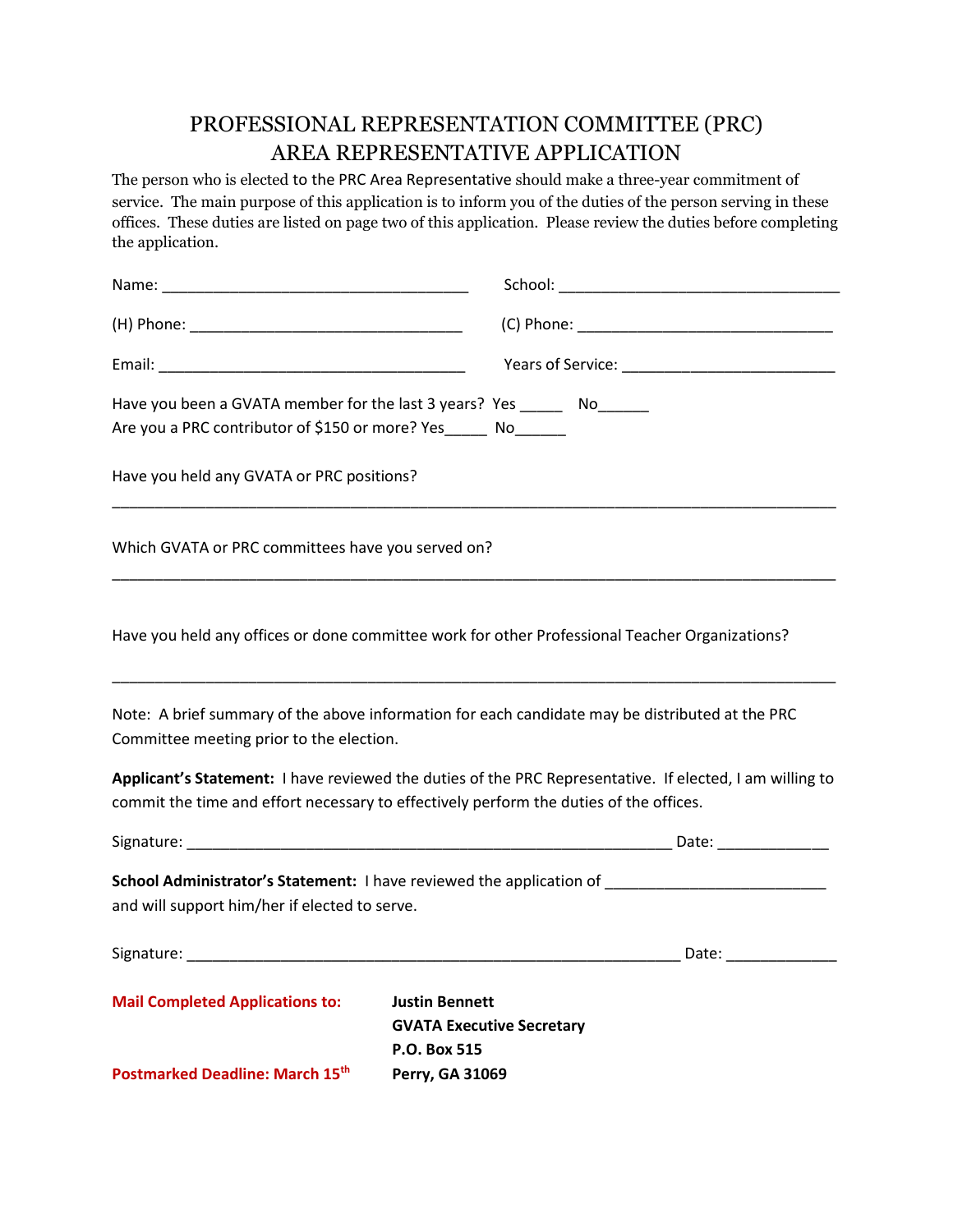# PROFESSIONAL REPRESENTATION COMMITTEE (PRC)
# AREA REPRESENTATIVE APPLICATION

The person who is elected to the PRC Area Representative should make a three-year commitment of service. The main purpose of this application is to inform you of the duties of the person serving in these offices. These duties are listed on page two of this application. Please review the duties before completing the application.

Name: ___________________________________ School: ________________________________

(H) Phone: _______________________________ (C) Phone: _____________________________

Email: ___________________________________ Years of Service: ________________________

Have you been a GVATA member for the last 3 years? Yes _____ No______

Are you a PRC contributor of $150 or more? Yes_____ No______

Have you held any GVATA or PRC positions?

______________________________________________________________________________

Which GVATA or PRC committees have you served on?

______________________________________________________________________________

Have you held any offices or done committee work for other Professional Teacher Organizations?

______________________________________________________________________________

Note: A brief summary of the above information for each candidate may be distributed at the PRC Committee meeting prior to the election.

**Applicant's Statement:** I have reviewed the duties of the PRC Representative. If elected, I am willing to commit the time and effort necessary to effectively perform the duties of the offices.

Signature: _________________________________________________________ Date: _____________

**School Administrator's Statement:** I have reviewed the application of __________________________ and will support him/her if elected to serve.

Signature: __________________________________________________________ Date: _____________

**Mail Completed Applications to:**

**Justin Bennett**
**GVATA Executive Secretary**
**P.O. Box 515**
**Perry, GA 31069**

**Postmarked Deadline: March 15th**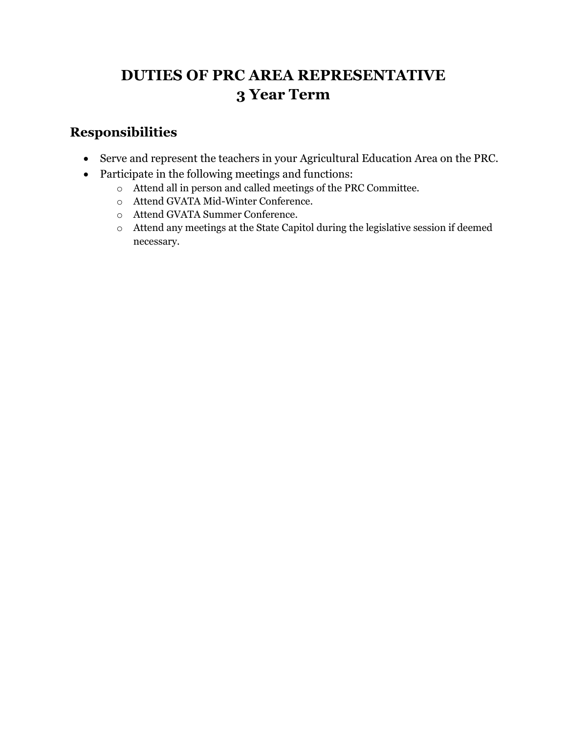# DUTIES OF PRC AREA REPRESENTATIVE
# 3 Year Term

## Responsibilities

- Serve and represent the teachers in your Agricultural Education Area on the PRC.
- Participate in the following meetings and functions:
  - Attend all in person and called meetings of the PRC Committee.
  - Attend GVATA Mid-Winter Conference.
  - Attend GVATA Summer Conference.
  - Attend any meetings at the State Capitol during the legislative session if deemed necessary.